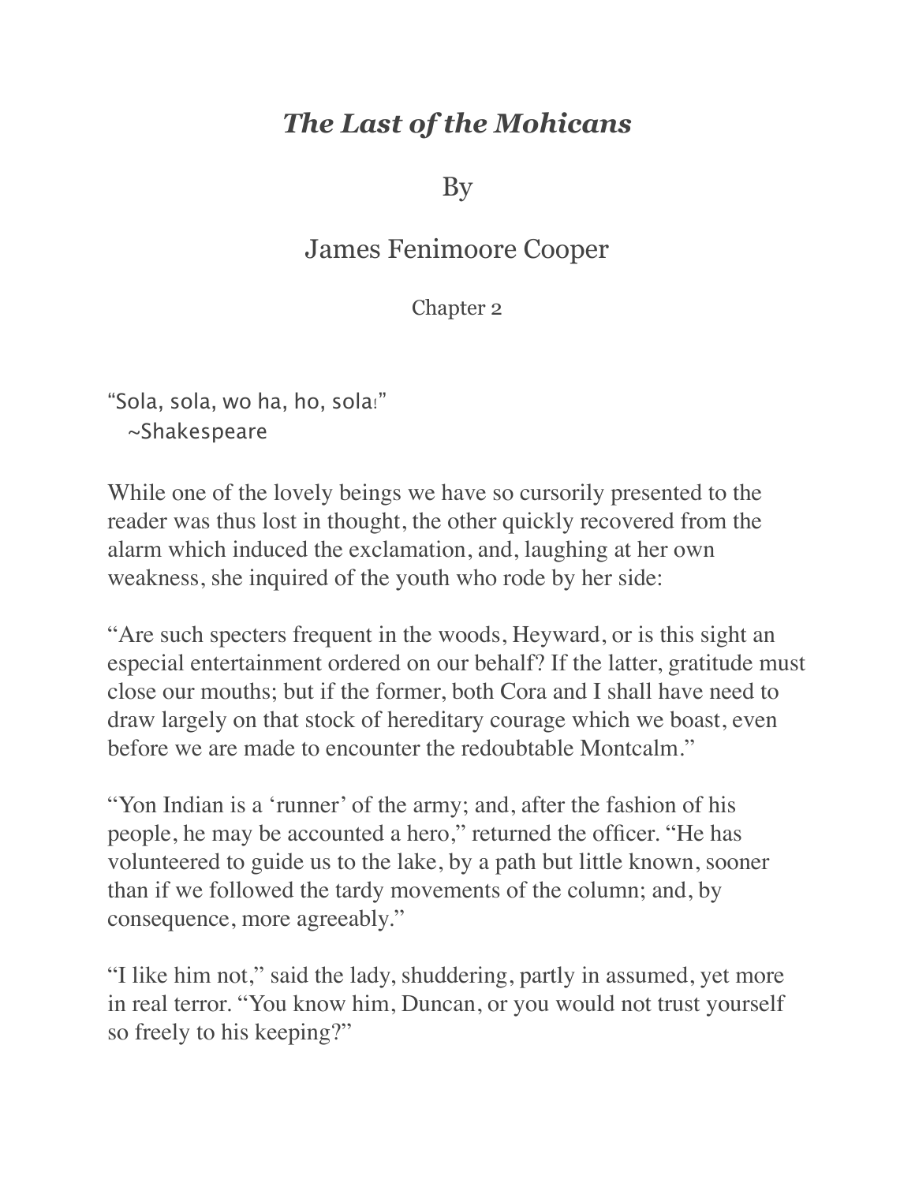# *The Last of the Mohicans*

By

James Fenimoore Cooper

Chapter 2

"Sola, sola, wo ha, ho, sola!"
~Shakespeare

While one of the lovely beings we have so cursorily presented to the reader was thus lost in thought, the other quickly recovered from the alarm which induced the exclamation, and, laughing at her own weakness, she inquired of the youth who rode by her side:

"Are such specters frequent in the woods, Heyward, or is this sight an especial entertainment ordered on our behalf? If the latter, gratitude must close our mouths; but if the former, both Cora and I shall have need to draw largely on that stock of hereditary courage which we boast, even before we are made to encounter the redoubtable Montcalm."

"Yon Indian is a 'runner' of the army; and, after the fashion of his people, he may be accounted a hero," returned the officer. "He has volunteered to guide us to the lake, by a path but little known, sooner than if we followed the tardy movements of the column; and, by consequence, more agreeably."

"I like him not," said the lady, shuddering, partly in assumed, yet more in real terror. "You know him, Duncan, or you would not trust yourself so freely to his keeping?"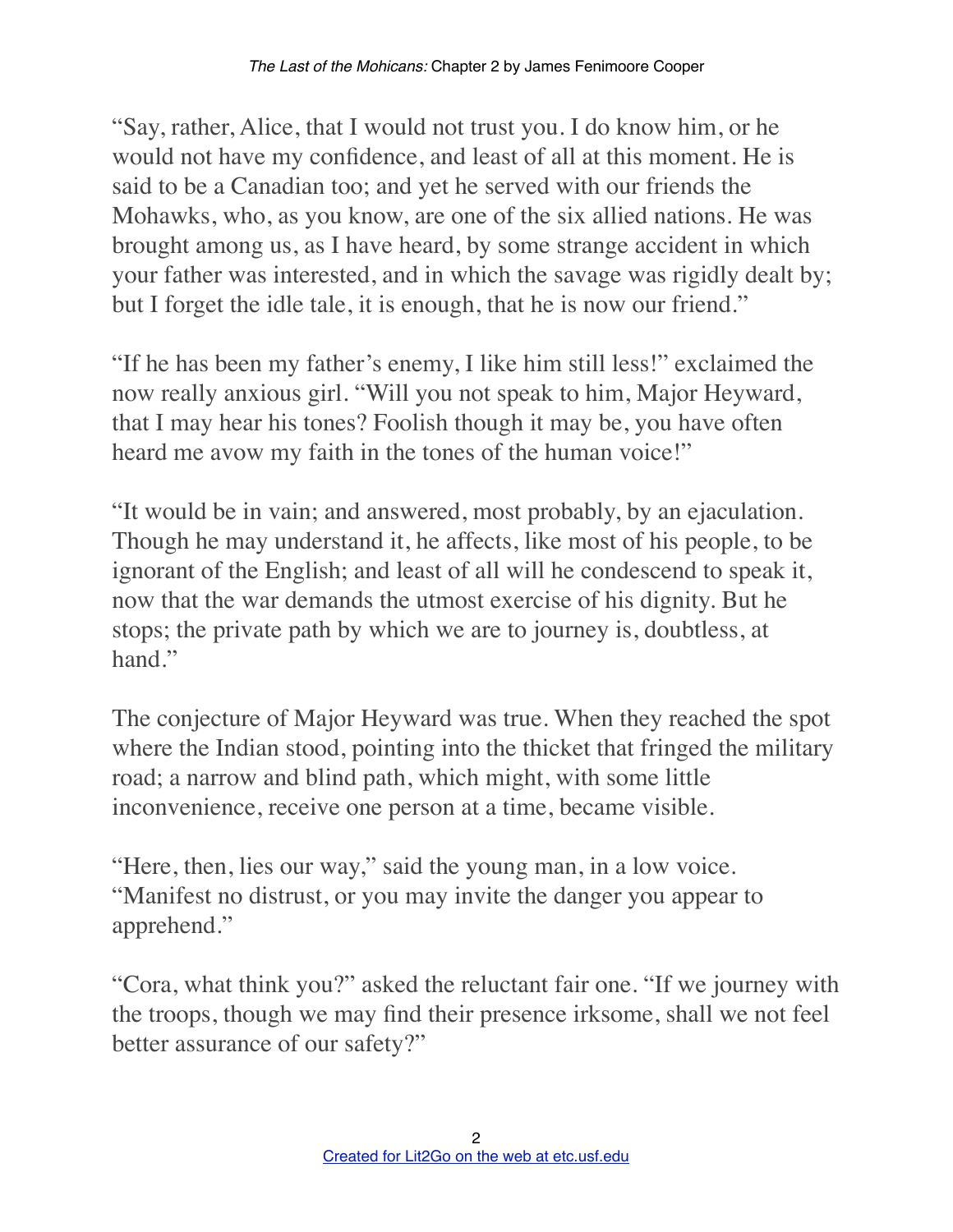"Say, rather, Alice, that I would not trust you. I do know him, or he would not have my confidence, and least of all at this moment. He is said to be a Canadian too; and yet he served with our friends the Mohawks, who, as you know, are one of the six allied nations. He was brought among us, as I have heard, by some strange accident in which your father was interested, and in which the savage was rigidly dealt by; but I forget the idle tale, it is enough, that he is now our friend."

"If he has been my father's enemy, I like him still less!" exclaimed the now really anxious girl. "Will you not speak to him, Major Heyward, that I may hear his tones? Foolish though it may be, you have often heard me avow my faith in the tones of the human voice!"

"It would be in vain; and answered, most probably, by an ejaculation. Though he may understand it, he affects, like most of his people, to be ignorant of the English; and least of all will he condescend to speak it, now that the war demands the utmost exercise of his dignity. But he stops; the private path by which we are to journey is, doubtless, at hand."

The conjecture of Major Heyward was true. When they reached the spot where the Indian stood, pointing into the thicket that fringed the military road; a narrow and blind path, which might, with some little inconvenience, receive one person at a time, became visible.

"Here, then, lies our way," said the young man, in a low voice. "Manifest no distrust, or you may invite the danger you appear to apprehend."

"Cora, what think you?" asked the reluctant fair one. "If we journey with the troops, though we may find their presence irksome, shall we not feel better assurance of our safety?"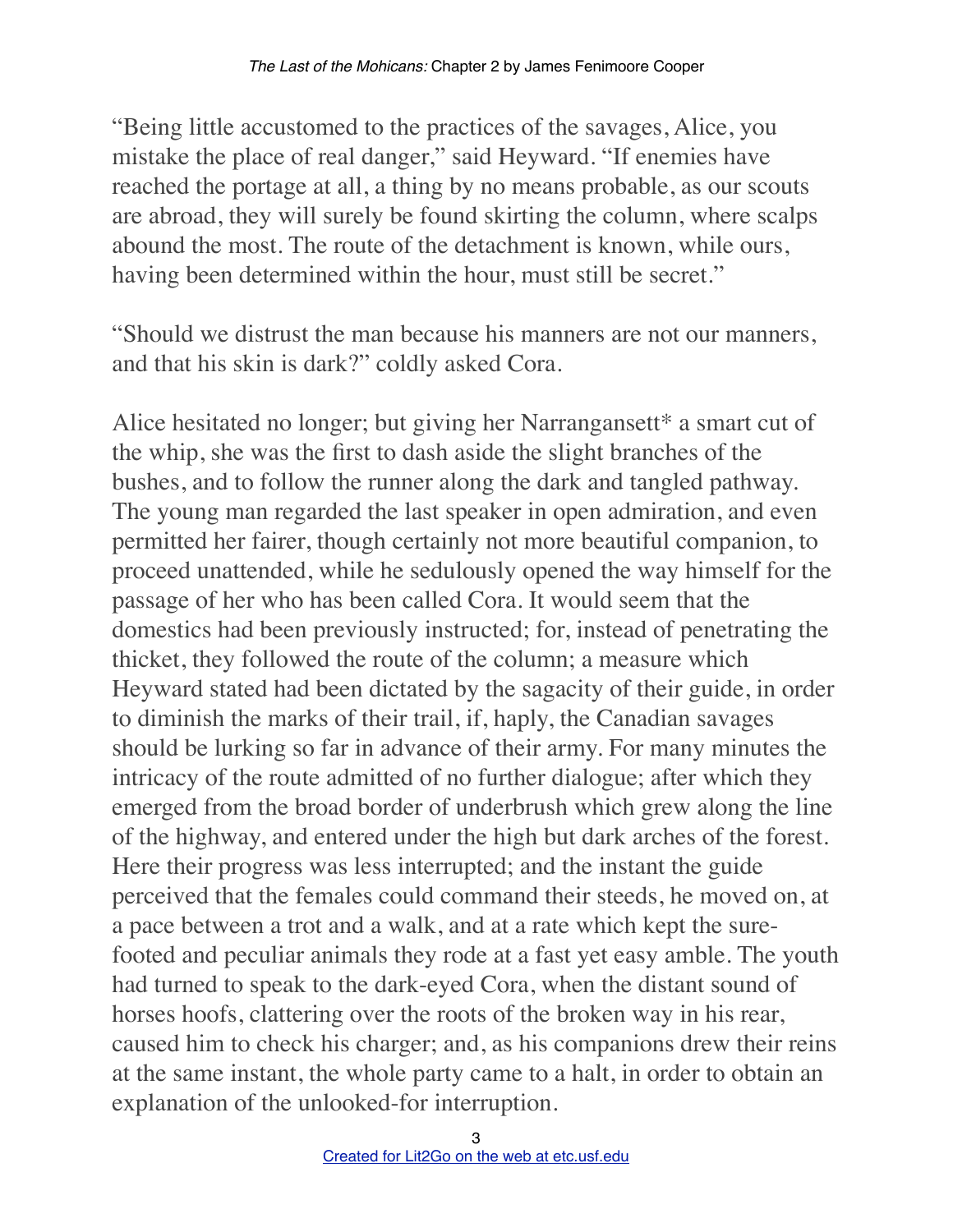"Being little accustomed to the practices of the savages, Alice, you mistake the place of real danger," said Heyward. "If enemies have reached the portage at all, a thing by no means probable, as our scouts are abroad, they will surely be found skirting the column, where scalps abound the most. The route of the detachment is known, while ours, having been determined within the hour, must still be secret."

"Should we distrust the man because his manners are not our manners, and that his skin is dark?" coldly asked Cora.

Alice hesitated no longer; but giving her Narrangansett* a smart cut of the whip, she was the first to dash aside the slight branches of the bushes, and to follow the runner along the dark and tangled pathway. The young man regarded the last speaker in open admiration, and even permitted her fairer, though certainly not more beautiful companion, to proceed unattended, while he sedulously opened the way himself for the passage of her who has been called Cora. It would seem that the domestics had been previously instructed; for, instead of penetrating the thicket, they followed the route of the column; a measure which Heyward stated had been dictated by the sagacity of their guide, in order to diminish the marks of their trail, if, haply, the Canadian savages should be lurking so far in advance of their army. For many minutes the intricacy of the route admitted of no further dialogue; after which they emerged from the broad border of underbrush which grew along the line of the highway, and entered under the high but dark arches of the forest. Here their progress was less interrupted; and the instant the guide perceived that the females could command their steeds, he moved on, at a pace between a trot and a walk, and at a rate which kept the sure-footed and peculiar animals they rode at a fast yet easy amble. The youth had turned to speak to the dark-eyed Cora, when the distant sound of horses hoofs, clattering over the roots of the broken way in his rear, caused him to check his charger; and, as his companions drew their reins at the same instant, the whole party came to a halt, in order to obtain an explanation of the unlooked-for interruption.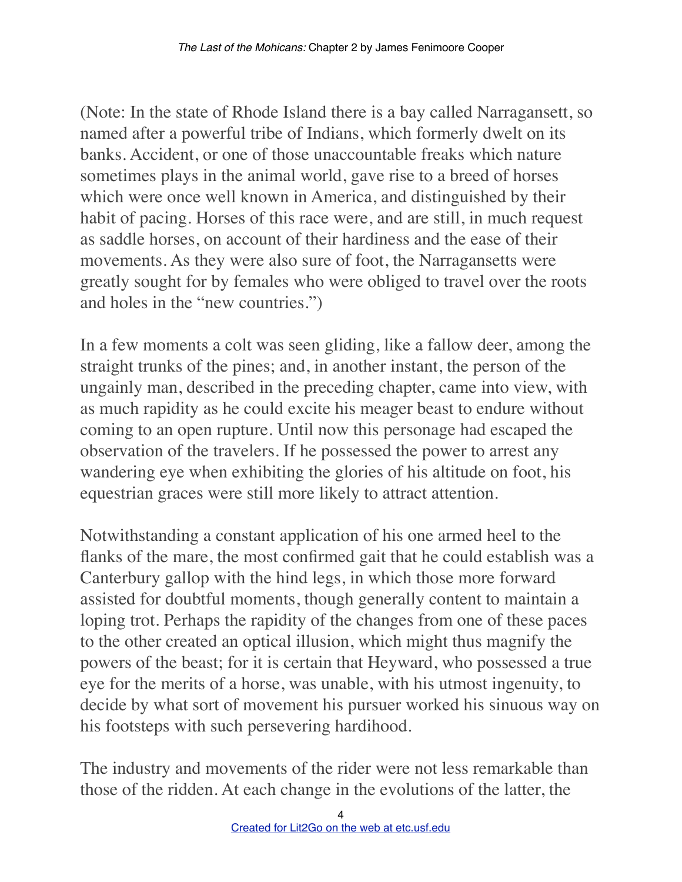(Note: In the state of Rhode Island there is a bay called Narragansett, so named after a powerful tribe of Indians, which formerly dwelt on its banks. Accident, or one of those unaccountable freaks which nature sometimes plays in the animal world, gave rise to a breed of horses which were once well known in America, and distinguished by their habit of pacing. Horses of this race were, and are still, in much request as saddle horses, on account of their hardiness and the ease of their movements. As they were also sure of foot, the Narragansetts were greatly sought for by females who were obliged to travel over the roots and holes in the "new countries.")

In a few moments a colt was seen gliding, like a fallow deer, among the straight trunks of the pines; and, in another instant, the person of the ungainly man, described in the preceding chapter, came into view, with as much rapidity as he could excite his meager beast to endure without coming to an open rupture. Until now this personage had escaped the observation of the travelers. If he possessed the power to arrest any wandering eye when exhibiting the glories of his altitude on foot, his equestrian graces were still more likely to attract attention.

Notwithstanding a constant application of his one armed heel to the flanks of the mare, the most confirmed gait that he could establish was a Canterbury gallop with the hind legs, in which those more forward assisted for doubtful moments, though generally content to maintain a loping trot. Perhaps the rapidity of the changes from one of these paces to the other created an optical illusion, which might thus magnify the powers of the beast; for it is certain that Heyward, who possessed a true eye for the merits of a horse, was unable, with his utmost ingenuity, to decide by what sort of movement his pursuer worked his sinuous way on his footsteps with such persevering hardihood.

The industry and movements of the rider were not less remarkable than those of the ridden. At each change in the evolutions of the latter, the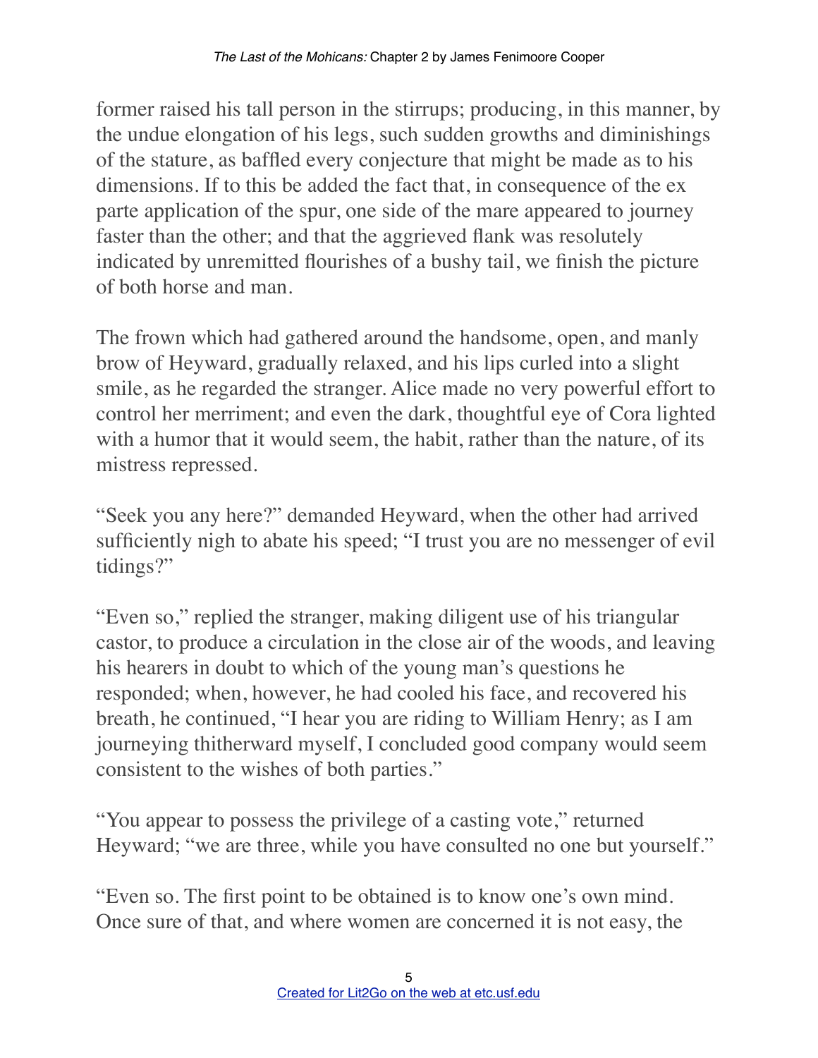former raised his tall person in the stirrups; producing, in this manner, by the undue elongation of his legs, such sudden growths and diminishings of the stature, as baffled every conjecture that might be made as to his dimensions. If to this be added the fact that, in consequence of the ex parte application of the spur, one side of the mare appeared to journey faster than the other; and that the aggrieved flank was resolutely indicated by unremitted flourishes of a bushy tail, we finish the picture of both horse and man.

The frown which had gathered around the handsome, open, and manly brow of Heyward, gradually relaxed, and his lips curled into a slight smile, as he regarded the stranger. Alice made no very powerful effort to control her merriment; and even the dark, thoughtful eye of Cora lighted with a humor that it would seem, the habit, rather than the nature, of its mistress repressed.

"Seek you any here?" demanded Heyward, when the other had arrived sufficiently nigh to abate his speed; "I trust you are no messenger of evil tidings?"

"Even so," replied the stranger, making diligent use of his triangular castor, to produce a circulation in the close air of the woods, and leaving his hearers in doubt to which of the young man's questions he responded; when, however, he had cooled his face, and recovered his breath, he continued, "I hear you are riding to William Henry; as I am journeying thitherward myself, I concluded good company would seem consistent to the wishes of both parties."

"You appear to possess the privilege of a casting vote," returned Heyward; "we are three, while you have consulted no one but yourself."

"Even so. The first point to be obtained is to know one's own mind. Once sure of that, and where women are concerned it is not easy, the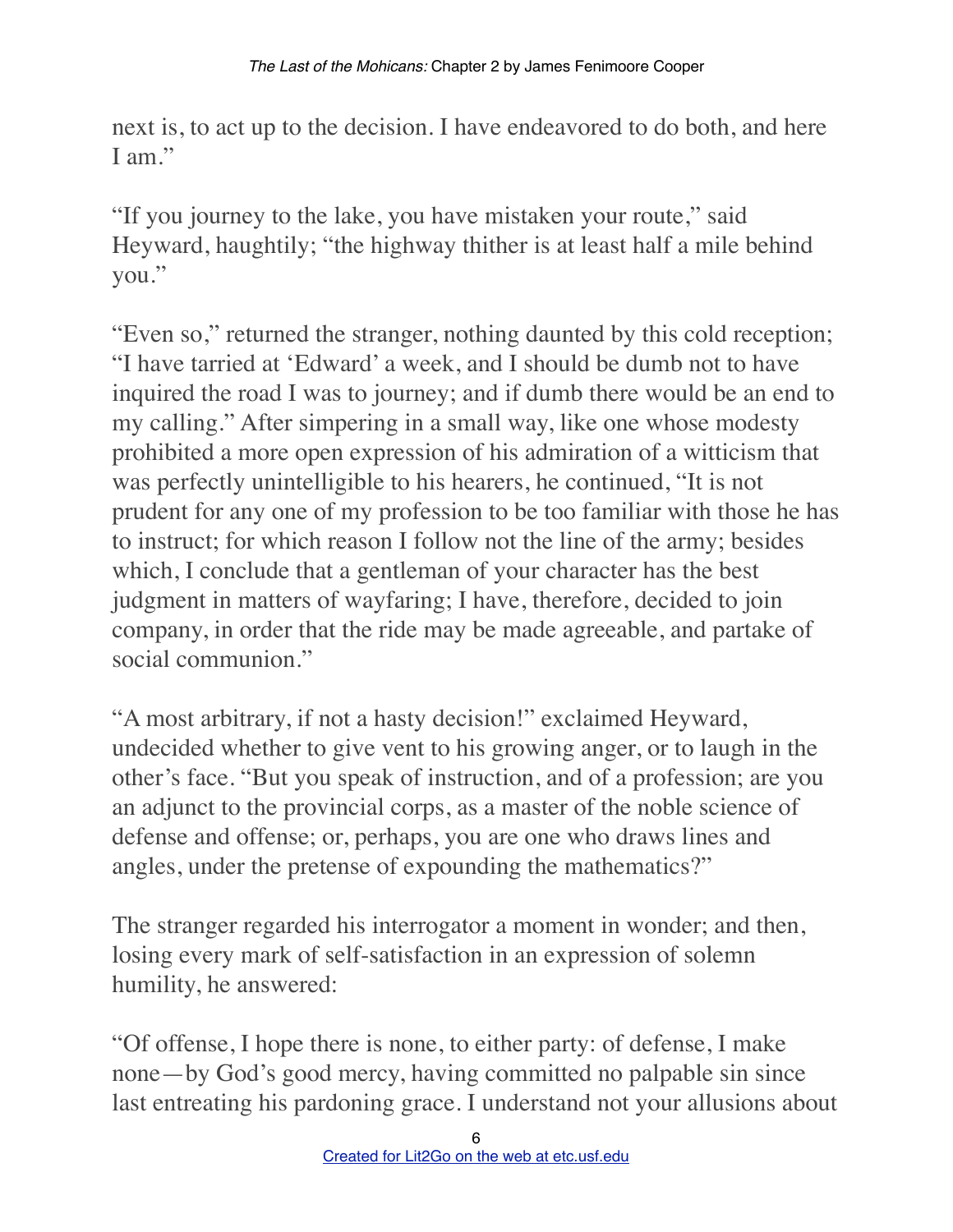next is, to act up to the decision. I have endeavored to do both, and here I am."

"If you journey to the lake, you have mistaken your route," said Heyward, haughtily; "the highway thither is at least half a mile behind you."

"Even so," returned the stranger, nothing daunted by this cold reception; "I have tarried at 'Edward' a week, and I should be dumb not to have inquired the road I was to journey; and if dumb there would be an end to my calling." After simpering in a small way, like one whose modesty prohibited a more open expression of his admiration of a witticism that was perfectly unintelligible to his hearers, he continued, "It is not prudent for any one of my profession to be too familiar with those he has to instruct; for which reason I follow not the line of the army; besides which, I conclude that a gentleman of your character has the best judgment in matters of wayfaring; I have, therefore, decided to join company, in order that the ride may be made agreeable, and partake of social communion."

"A most arbitrary, if not a hasty decision!" exclaimed Heyward, undecided whether to give vent to his growing anger, or to laugh in the other's face. "But you speak of instruction, and of a profession; are you an adjunct to the provincial corps, as a master of the noble science of defense and offense; or, perhaps, you are one who draws lines and angles, under the pretense of expounding the mathematics?"

The stranger regarded his interrogator a moment in wonder; and then, losing every mark of self-satisfaction in an expression of solemn humility, he answered:

"Of offense, I hope there is none, to either party: of defense, I make none—by God's good mercy, having committed no palpable sin since last entreating his pardoning grace. I understand not your allusions about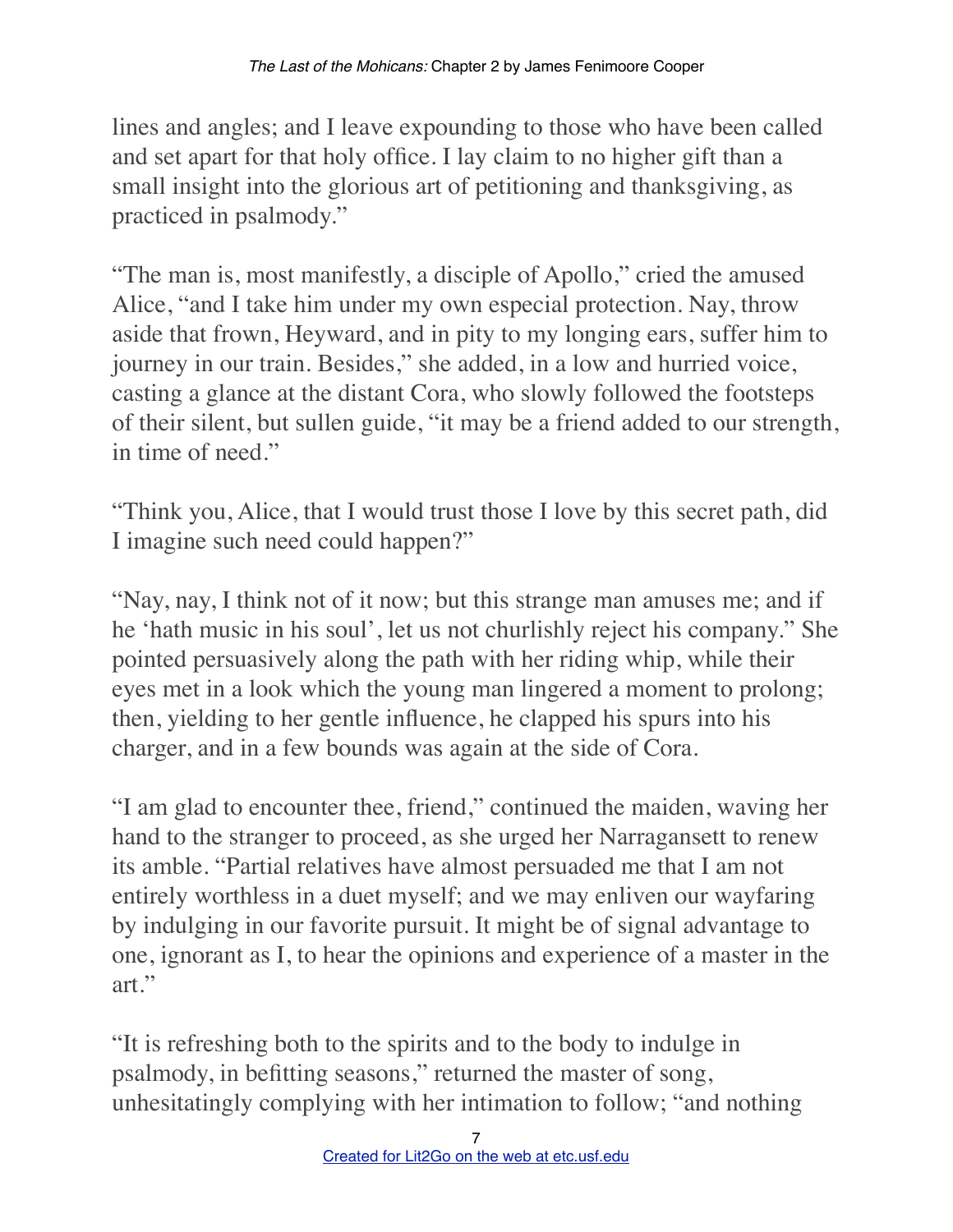lines and angles; and I leave expounding to those who have been called and set apart for that holy office. I lay claim to no higher gift than a small insight into the glorious art of petitioning and thanksgiving, as practiced in psalmody."

"The man is, most manifestly, a disciple of Apollo," cried the amused Alice, "and I take him under my own especial protection. Nay, throw aside that frown, Heyward, and in pity to my longing ears, suffer him to journey in our train. Besides," she added, in a low and hurried voice, casting a glance at the distant Cora, who slowly followed the footsteps of their silent, but sullen guide, "it may be a friend added to our strength, in time of need."

"Think you, Alice, that I would trust those I love by this secret path, did I imagine such need could happen?"

"Nay, nay, I think not of it now; but this strange man amuses me; and if he 'hath music in his soul', let us not churlishly reject his company." She pointed persuasively along the path with her riding whip, while their eyes met in a look which the young man lingered a moment to prolong; then, yielding to her gentle influence, he clapped his spurs into his charger, and in a few bounds was again at the side of Cora.

"I am glad to encounter thee, friend," continued the maiden, waving her hand to the stranger to proceed, as she urged her Narragansett to renew its amble. "Partial relatives have almost persuaded me that I am not entirely worthless in a duet myself; and we may enliven our wayfaring by indulging in our favorite pursuit. It might be of signal advantage to one, ignorant as I, to hear the opinions and experience of a master in the art."

"It is refreshing both to the spirits and to the body to indulge in psalmody, in befitting seasons," returned the master of song, unhesitatingly complying with her intimation to follow; "and nothing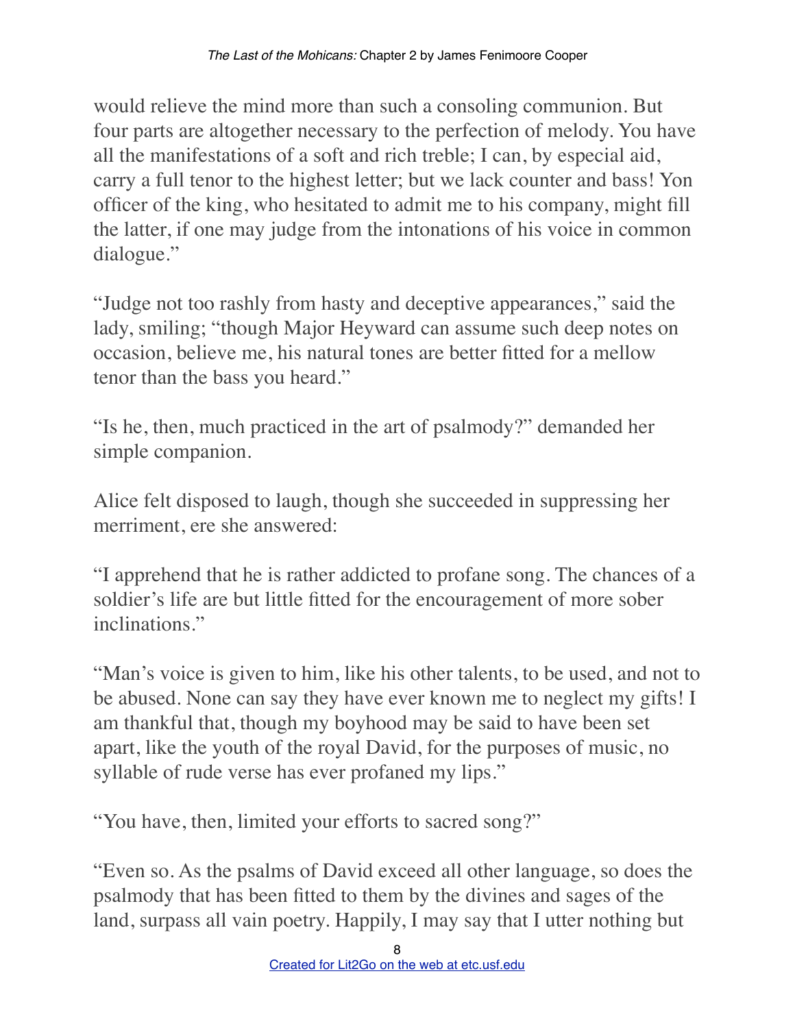would relieve the mind more than such a consoling communion. But four parts are altogether necessary to the perfection of melody. You have all the manifestations of a soft and rich treble; I can, by especial aid, carry a full tenor to the highest letter; but we lack counter and bass! Yon officer of the king, who hesitated to admit me to his company, might fill the latter, if one may judge from the intonations of his voice in common dialogue."

"Judge not too rashly from hasty and deceptive appearances," said the lady, smiling; "though Major Heyward can assume such deep notes on occasion, believe me, his natural tones are better fitted for a mellow tenor than the bass you heard."

"Is he, then, much practiced in the art of psalmody?" demanded her simple companion.

Alice felt disposed to laugh, though she succeeded in suppressing her merriment, ere she answered:

"I apprehend that he is rather addicted to profane song. The chances of a soldier's life are but little fitted for the encouragement of more sober inclinations."

"Man's voice is given to him, like his other talents, to be used, and not to be abused. None can say they have ever known me to neglect my gifts! I am thankful that, though my boyhood may be said to have been set apart, like the youth of the royal David, for the purposes of music, no syllable of rude verse has ever profaned my lips."

"You have, then, limited your efforts to sacred song?"

"Even so. As the psalms of David exceed all other language, so does the psalmody that has been fitted to them by the divines and sages of the land, surpass all vain poetry. Happily, I may say that I utter nothing but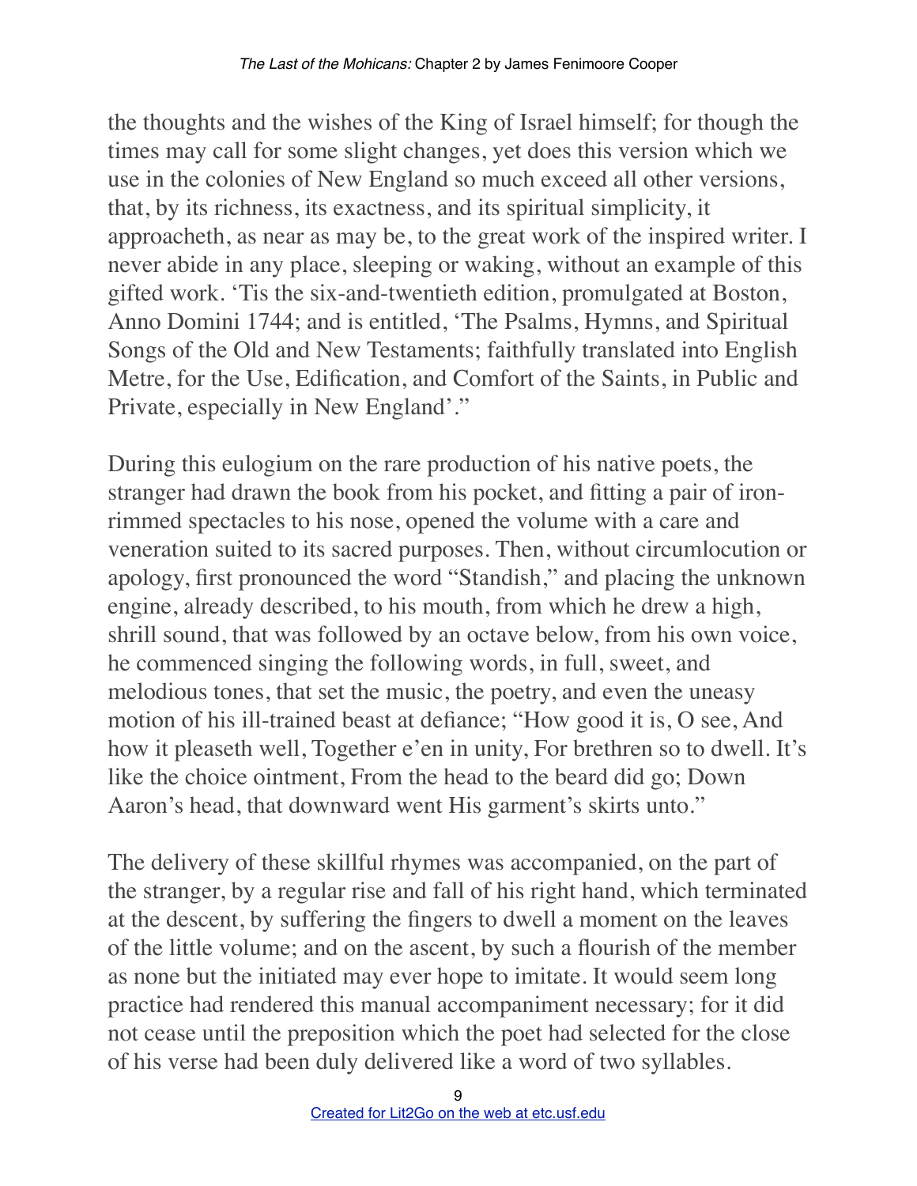the thoughts and the wishes of the King of Israel himself; for though the times may call for some slight changes, yet does this version which we use in the colonies of New England so much exceed all other versions, that, by its richness, its exactness, and its spiritual simplicity, it approacheth, as near as may be, to the great work of the inspired writer. I never abide in any place, sleeping or waking, without an example of this gifted work. 'Tis the six-and-twentieth edition, promulgated at Boston, Anno Domini 1744; and is entitled, 'The Psalms, Hymns, and Spiritual Songs of the Old and New Testaments; faithfully translated into English Metre, for the Use, Edification, and Comfort of the Saints, in Public and Private, especially in New England'."

During this eulogium on the rare production of his native poets, the stranger had drawn the book from his pocket, and fitting a pair of iron-rimmed spectacles to his nose, opened the volume with a care and veneration suited to its sacred purposes. Then, without circumlocution or apology, first pronounced the word "Standish," and placing the unknown engine, already described, to his mouth, from which he drew a high, shrill sound, that was followed by an octave below, from his own voice, he commenced singing the following words, in full, sweet, and melodious tones, that set the music, the poetry, and even the uneasy motion of his ill-trained beast at defiance; "How good it is, O see, And how it pleaseth well, Together e'en in unity, For brethren so to dwell. It's like the choice ointment, From the head to the beard did go; Down Aaron's head, that downward went His garment's skirts unto."

The delivery of these skillful rhymes was accompanied, on the part of the stranger, by a regular rise and fall of his right hand, which terminated at the descent, by suffering the fingers to dwell a moment on the leaves of the little volume; and on the ascent, by such a flourish of the member as none but the initiated may ever hope to imitate. It would seem long practice had rendered this manual accompaniment necessary; for it did not cease until the preposition which the poet had selected for the close of his verse had been duly delivered like a word of two syllables.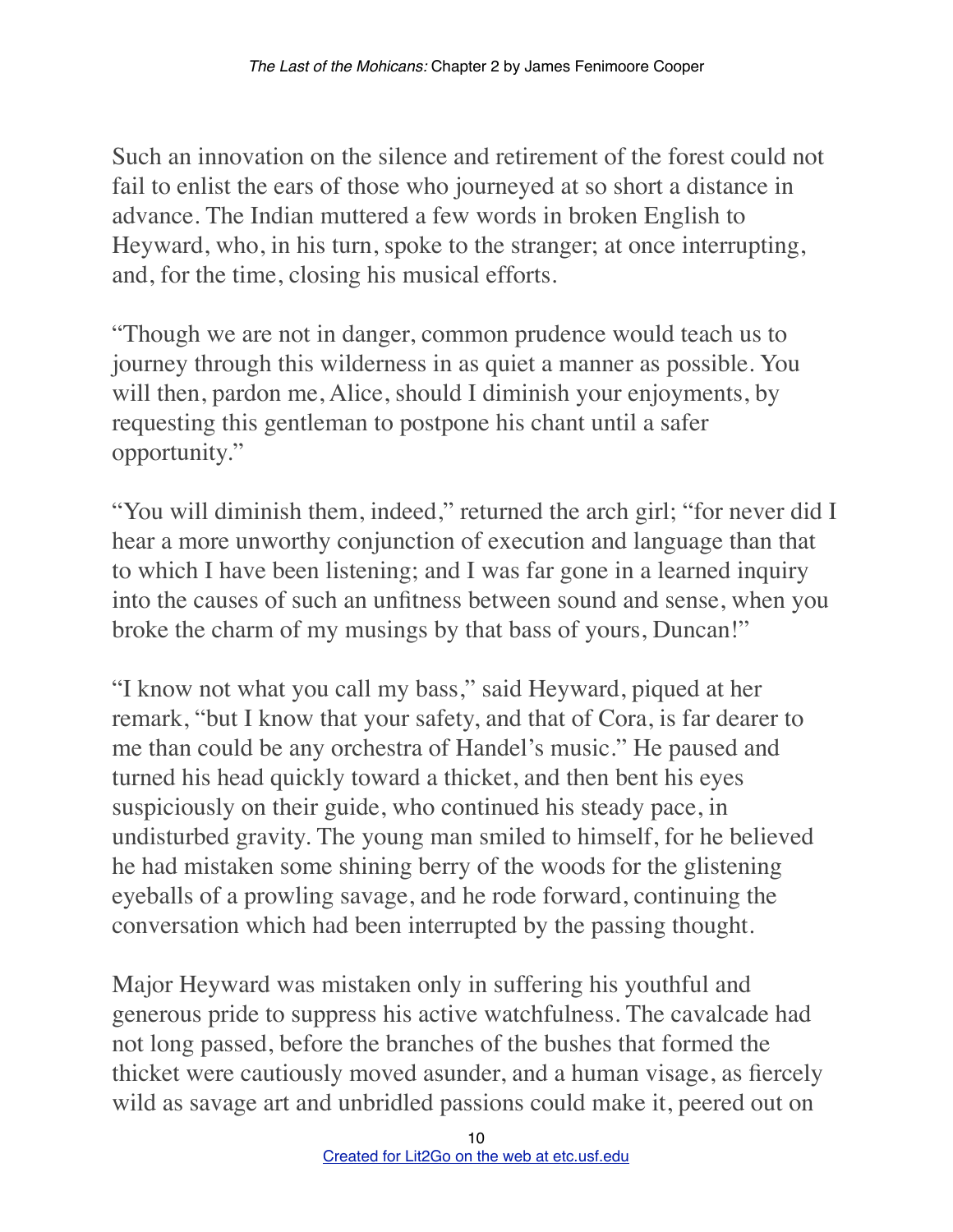Such an innovation on the silence and retirement of the forest could not fail to enlist the ears of those who journeyed at so short a distance in advance. The Indian muttered a few words in broken English to Heyward, who, in his turn, spoke to the stranger; at once interrupting, and, for the time, closing his musical efforts.

"Though we are not in danger, common prudence would teach us to journey through this wilderness in as quiet a manner as possible. You will then, pardon me, Alice, should I diminish your enjoyments, by requesting this gentleman to postpone his chant until a safer opportunity."

"You will diminish them, indeed," returned the arch girl; "for never did I hear a more unworthy conjunction of execution and language than that to which I have been listening; and I was far gone in a learned inquiry into the causes of such an unfitness between sound and sense, when you broke the charm of my musings by that bass of yours, Duncan!"

"I know not what you call my bass," said Heyward, piqued at her remark, "but I know that your safety, and that of Cora, is far dearer to me than could be any orchestra of Handel's music." He paused and turned his head quickly toward a thicket, and then bent his eyes suspiciously on their guide, who continued his steady pace, in undisturbed gravity. The young man smiled to himself, for he believed he had mistaken some shining berry of the woods for the glistening eyeballs of a prowling savage, and he rode forward, continuing the conversation which had been interrupted by the passing thought.

Major Heyward was mistaken only in suffering his youthful and generous pride to suppress his active watchfulness. The cavalcade had not long passed, before the branches of the bushes that formed the thicket were cautiously moved asunder, and a human visage, as fiercely wild as savage art and unbridled passions could make it, peered out on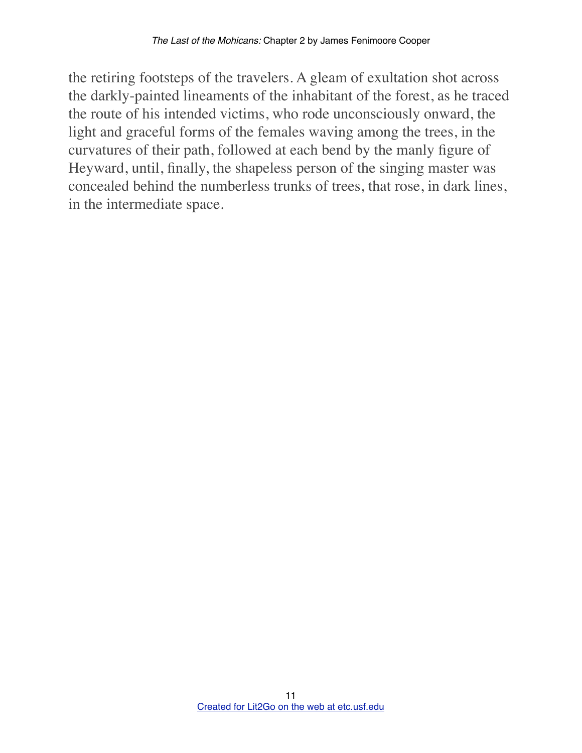the retiring footsteps of the travelers. A gleam of exultation shot across the darkly-painted lineaments of the inhabitant of the forest, as he traced the route of his intended victims, who rode unconsciously onward, the light and graceful forms of the females waving among the trees, in the curvatures of their path, followed at each bend by the manly figure of Heyward, until, finally, the shapeless person of the singing master was concealed behind the numberless trunks of trees, that rose, in dark lines, in the intermediate space.